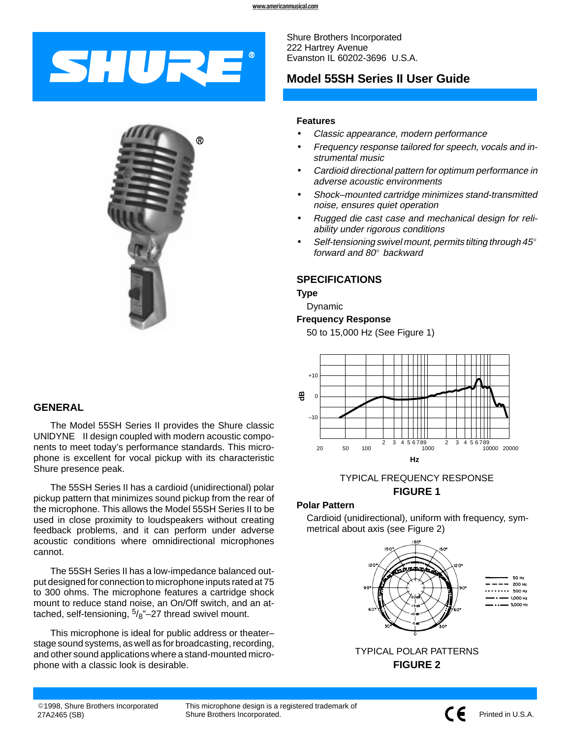Shure Brothers Incorporated
222 Hartrey Avenue
Evanston IL 60202-3696 U.S.A.

# Model 55SH Series II User Guide

### Features

- *Classic appearance, modern performance*
- *Frequency response tailored for speech, vocals and instrumental music*
- *Cardioid directional pattern for optimum performance in adverse acoustic environments*
- *Shock–mounted cartridge minimizes stand-transmitted noise, ensures quiet operation*
- *Rugged die cast case and mechanical design for reliability under rigorous conditions*
- *Self-tensioning swivel mount, permits tilting through 45° forward and 80° backward*

## GENERAL

The Model 55SH Series II provides the Shure classic UNIDYNE II design coupled with modern acoustic components to meet today's performance standards. This microphone is excellent for vocal pickup with its characteristic Shure presence peak.

The 55SH Series II has a cardioid (unidirectional) polar pickup pattern that minimizes sound pickup from the rear of the microphone. This allows the Model 55SH Series II to be used in close proximity to loudspeakers without creating feedback problems, and it can perform under adverse acoustic conditions where omnidirectional microphones cannot.

The 55SH Series II has a low-impedance balanced output designed for connection to microphone inputs rated at 75 to 300 ohms. The microphone features a cartridge shock mount to reduce stand noise, an On/Off switch, and an attached, self-tensioning, $^{5}/_{8}$"–27 thread swivel mount.

This microphone is ideal for public address or theater–stage sound systems, as well as for broadcasting, recording, and other sound applications where a stand-mounted microphone with a classic look is desirable.

## SPECIFICATIONS

### Type

Dynamic

### Frequency Response

50 to 15,000 Hz (See Figure 1)

TYPICAL FREQUENCY RESPONSE
**FIGURE 1**

### Polar Pattern

Cardioid (unidirectional), uniform with frequency, symmetrical about axis (see Figure 2)

TYPICAL POLAR PATTERNS
**FIGURE 2**

©1998, Shure Brothers Incorporated
27A2465 (SB)

This microphone design is a registered trademark of Shure Brothers Incorporated.

Printed in U.S.A.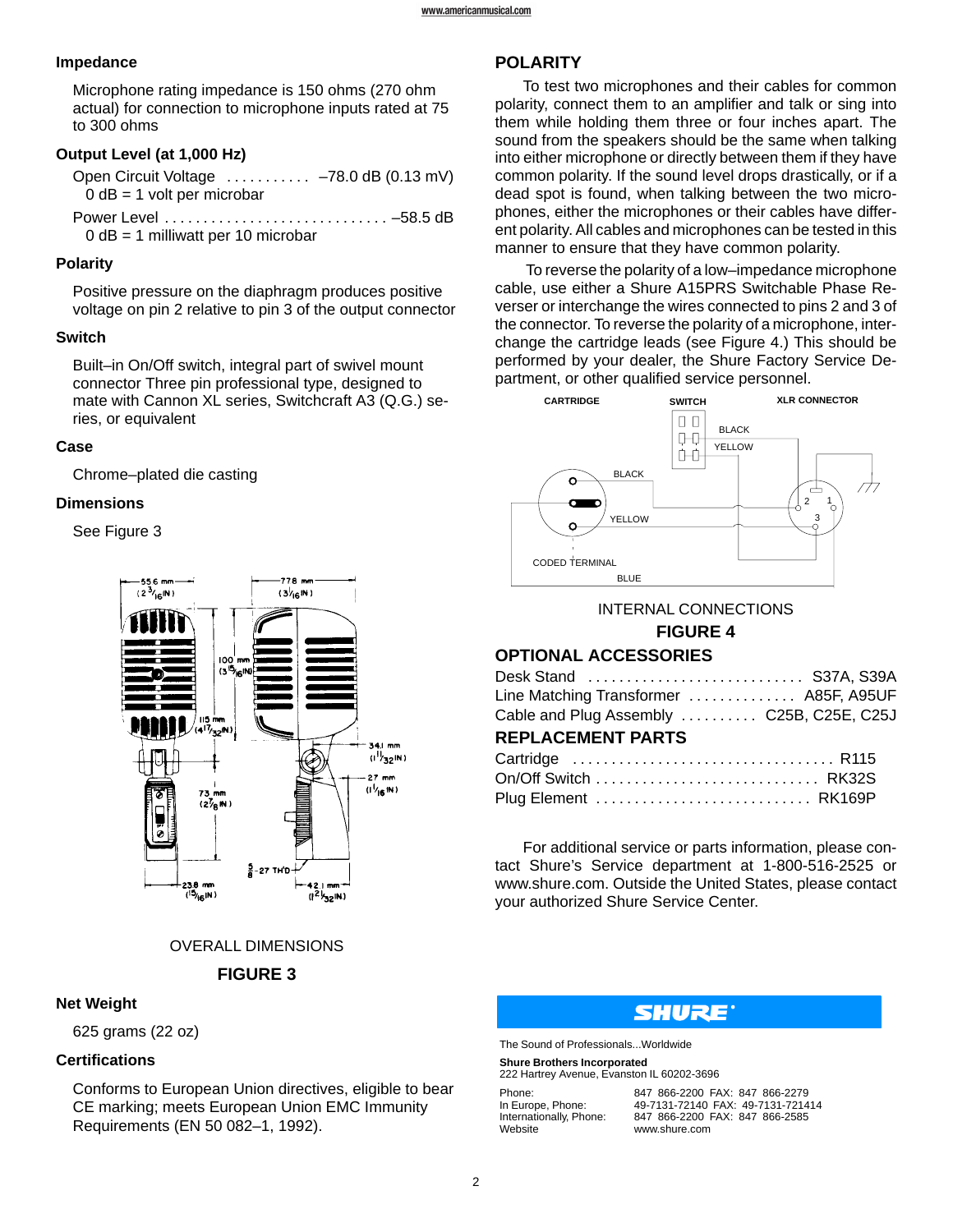### Impedance

Microphone rating impedance is 150 ohms (270 ohm actual) for connection to microphone inputs rated at 75 to 300 ohms

### Output Level (at 1,000 Hz)

Open Circuit Voltage ........... –78.0 dB (0.13 mV)
0 dB = 1 volt per microbar

Power Level ............................. –58.5 dB
0 dB = 1 milliwatt per 10 microbar

### Polarity

Positive pressure on the diaphragm produces positive voltage on pin 2 relative to pin 3 of the output connector

### Switch

Built–in On/Off switch, integral part of swivel mount connector Three pin professional type, designed to mate with Cannon XL series, Switchcraft A3 (Q.G.) series, or equivalent

### Case

Chrome–plated die casting

### Dimensions

See Figure 3

55.6 mm (2 3/16 IN)
77.8 mm (3 1/16 IN)
100 mm (3 15/16 IN)
115 mm (4 17/32 IN)
34.1 mm (1 11/32 IN)
27 mm (1 1/16 IN)
73 mm (2 7/8 IN)
5/8 -27 TH'D
23.8 mm (15/16 IN)
42.1 mm (1 21/32 IN)

OVERALL DIMENSIONS

**FIGURE 3**

### Net Weight

625 grams (22 oz)

### Certifications

Conforms to European Union directives, eligible to bear CE marking; meets European Union EMC Immunity Requirements (EN 50 082–1, 1992).

## POLARITY

To test two microphones and their cables for common polarity, connect them to an amplifier and talk or sing into them while holding them three or four inches apart. The sound from the speakers should be the same when talking into either microphone or directly between them if they have common polarity. If the sound level drops drastically, or if a dead spot is found, when talking between the two microphones, either the microphones or their cables have different polarity. All cables and microphones can be tested in this manner to ensure that they have common polarity.

To reverse the polarity of a low–impedance microphone cable, use either a Shure A15PRS Switchable Phase Reverser or interchange the wires connected to pins 2 and 3 of the connector. To reverse the polarity of a microphone, interchange the cartridge leads (see Figure 4.) This should be performed by your dealer, the Shure Factory Service Department, or other qualified service personnel.

CARTRIDGE
SWITCH
XLR CONNECTOR
BLACK
YELLOW
BLACK
YELLOW
2
1
3
CODED TERMINAL
BLUE

INTERNAL CONNECTIONS

**FIGURE 4**

## OPTIONAL ACCESSORIES

Desk Stand ............................ S37A, S39A
Line Matching Transformer .............. A85F, A95UF
Cable and Plug Assembly .......... C25B, C25E, C25J

## REPLACEMENT PARTS

Cartridge .................................. R115
On/Off Switch ............................. RK32S
Plug Element ............................ RK169P

For additional service or parts information, please contact Shure's Service department at 1-800-516-2525 or www.shure.com. Outside the United States, please contact your authorized Shure Service Center.

SHURE

The Sound of Professionals...Worldwide

**Shure Brothers Incorporated**
222 Hartrey Avenue, Evanston IL 60202-3696

| | |
|---|---|
| Phone: | 847 866-2200 FAX: 847 866-2279 |
| In Europe, Phone: | 49-7131-72140 FAX: 49-7131-721414 |
| Internationally, Phone: | 847 866-2200 FAX: 847 866-2585 |
| Website | www.shure.com |